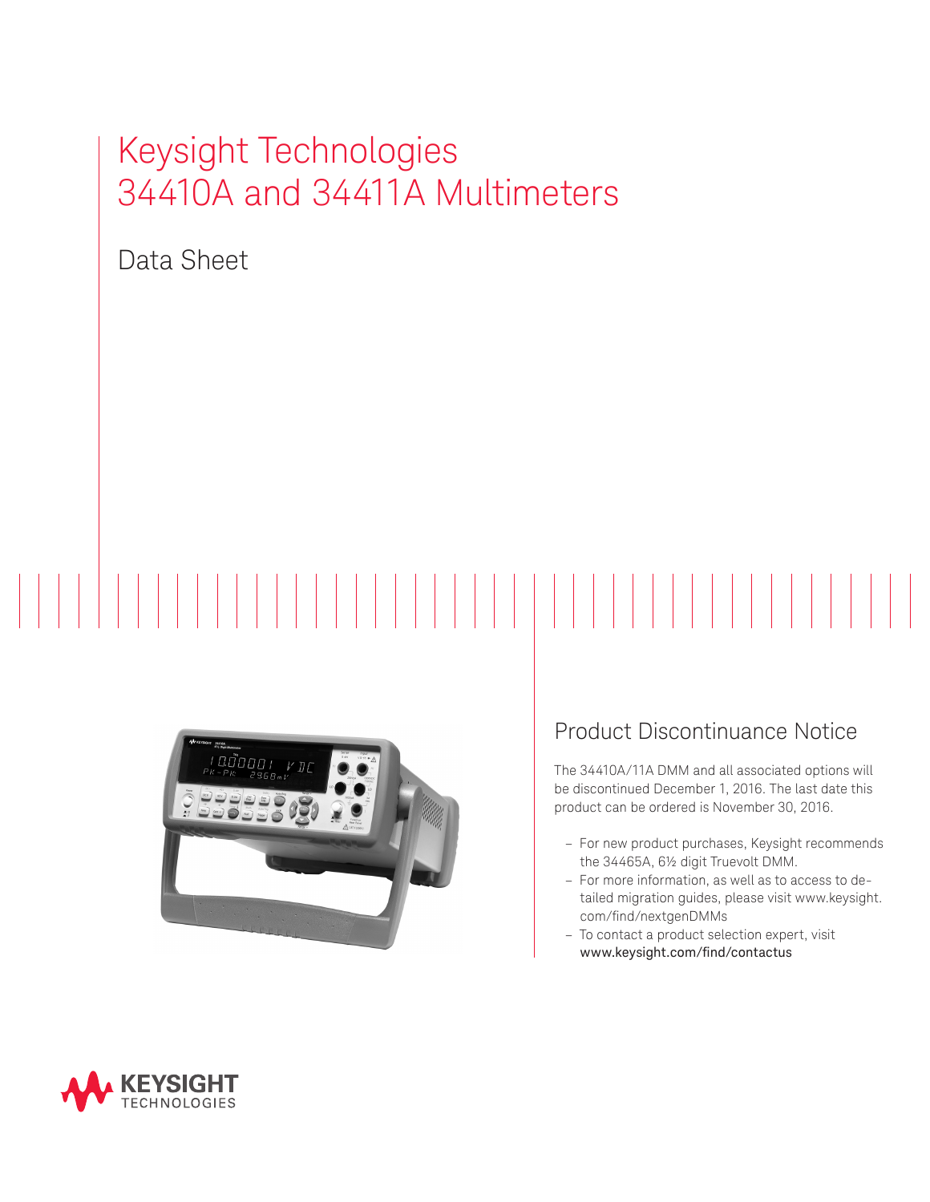# Keysight Technologies 34410A and 34411A Multimeters

Data Sheet

## Product Discontinuance Notice

The 34410A/11A DMM and all associated options will be discontinued December 1, 2016. The last date this product can be ordered is November 30, 2016.

- For new product purchases, Keysight recommends the 34465A, 6½ digit Truevolt DMM.
- For more information, as well as to access to detailed migration guides, please visit www.keysight.com/find/nextgenDMMs
- To contact a product selection expert, visit www.keysight.com/find/contactus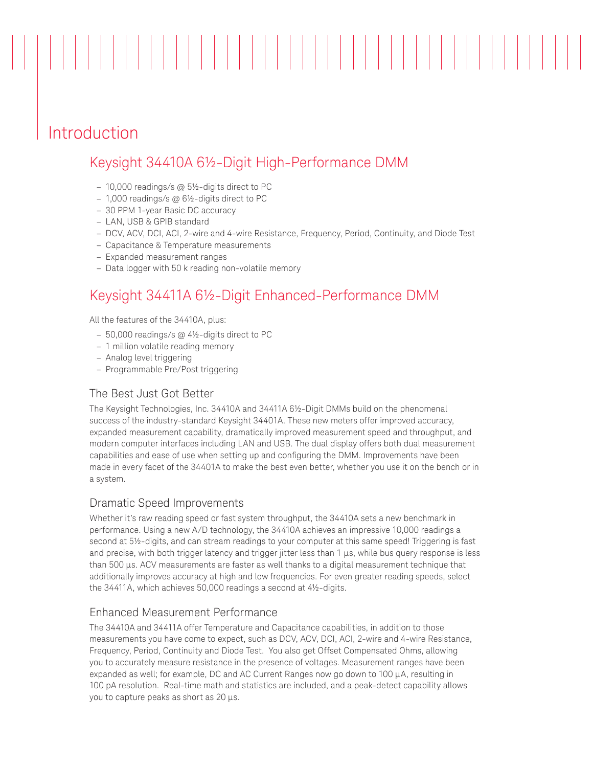# Introduction

## Keysight 34410A 6½-Digit High-Performance DMM

- 10,000 readings/s @ 5½-digits direct to PC
- 1,000 readings/s @ 6½-digits direct to PC
- 30 PPM 1-year Basic DC accuracy
- LAN, USB & GPIB standard
- DCV, ACV, DCI, ACI, 2-wire and 4-wire Resistance, Frequency, Period, Continuity, and Diode Test
- Capacitance & Temperature measurements
- Expanded measurement ranges
- Data logger with 50 k reading non-volatile memory

## Keysight 34411A 6½-Digit Enhanced-Performance DMM

All the features of the 34410A, plus:

- 50,000 readings/s @ 4½-digits direct to PC
- 1 million volatile reading memory
- Analog level triggering
- Programmable Pre/Post triggering

### The Best Just Got Better

The Keysight Technologies, Inc. 34410A and 34411A 6½-Digit DMMs build on the phenomenal success of the industry-standard Keysight 34401A. These new meters offer improved accuracy, expanded measurement capability, dramatically improved measurement speed and throughput, and modern computer interfaces including LAN and USB. The dual display offers both dual measurement capabilities and ease of use when setting up and configuring the DMM. Improvements have been made in every facet of the 34401A to make the best even better, whether you use it on the bench or in a system.

### Dramatic Speed Improvements

Whether it's raw reading speed or fast system throughput, the 34410A sets a new benchmark in performance. Using a new A/D technology, the 34410A achieves an impressive 10,000 readings a second at 5½-digits, and can stream readings to your computer at this same speed! Triggering is fast and precise, with both trigger latency and trigger jitter less than 1 µs, while bus query response is less than 500 µs. ACV measurements are faster as well thanks to a digital measurement technique that additionally improves accuracy at high and low frequencies. For even greater reading speeds, select the 34411A, which achieves 50,000 readings a second at 4½-digits.

### Enhanced Measurement Performance

The 34410A and 34411A offer Temperature and Capacitance capabilities, in addition to those measurements you have come to expect, such as DCV, ACV, DCI, ACI, 2-wire and 4-wire Resistance, Frequency, Period, Continuity and Diode Test. You also get Offset Compensated Ohms, allowing you to accurately measure resistance in the presence of voltages. Measurement ranges have been expanded as well; for example, DC and AC Current Ranges now go down to 100 µA, resulting in 100 pA resolution. Real-time math and statistics are included, and a peak-detect capability allows you to capture peaks as short as 20 µs.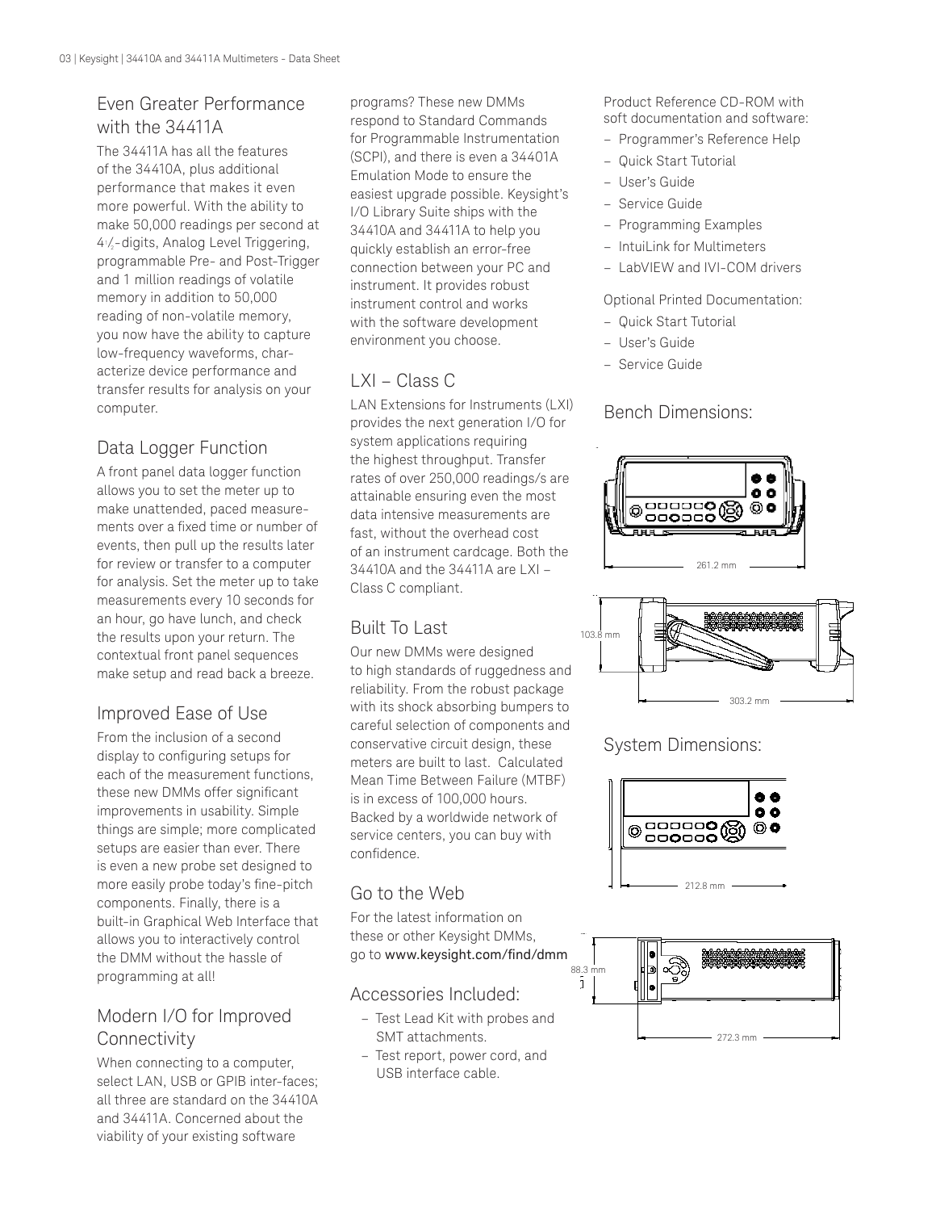## Even Greater Performance with the 34411A

The 34411A has all the features of the 34410A, plus additional performance that makes it even more powerful. With the ability to make 50,000 readings per second at 4½-digits, Analog Level Triggering, programmable Pre- and Post-Trigger and 1 million readings of volatile memory in addition to 50,000 reading of non-volatile memory, you now have the ability to capture low-frequency waveforms, characterize device performance and transfer results for analysis on your computer.

## Data Logger Function

A front panel data logger function allows you to set the meter up to make unattended, paced measurements over a fixed time or number of events, then pull up the results later for review or transfer to a computer for analysis. Set the meter up to take measurements every 10 seconds for an hour, go have lunch, and check the results upon your return. The contextual front panel sequences make setup and read back a breeze.

## Improved Ease of Use

From the inclusion of a second display to configuring setups for each of the measurement functions, these new DMMs offer significant improvements in usability. Simple things are simple; more complicated setups are easier than ever. There is even a new probe set designed to more easily probe today's fine-pitch components. Finally, there is a built-in Graphical Web Interface that allows you to interactively control the DMM without the hassle of programming at all!

## Modern I/O for Improved Connectivity

When connecting to a computer, select LAN, USB or GPIB inter-faces; all three are standard on the 34410A and 34411A. Concerned about the viability of your existing software programs? These new DMMs respond to Standard Commands for Programmable Instrumentation (SCPI), and there is even a 34401A Emulation Mode to ensure the easiest upgrade possible. Keysight's I/O Library Suite ships with the 34410A and 34411A to help you quickly establish an error-free connection between your PC and instrument. It provides robust instrument control and works with the software development environment you choose.

## LXI – Class C

LAN Extensions for Instruments (LXI) provides the next generation I/O for system applications requiring the highest throughput. Transfer rates of over 250,000 readings/s are attainable ensuring even the most data intensive measurements are fast, without the overhead cost of an instrument cardcage. Both the 34410A and the 34411A are LXI – Class C compliant.

## Built To Last

Our new DMMs were designed to high standards of ruggedness and reliability. From the robust package with its shock absorbing bumpers to careful selection of components and conservative circuit design, these meters are built to last. Calculated Mean Time Between Failure (MTBF) is in excess of 100,000 hours. Backed by a worldwide network of service centers, you can buy with confidence.

## Go to the Web

For the latest information on these or other Keysight DMMs, go to www.keysight.com/find/dmm

## Accessories Included:

- Test Lead Kit with probes and SMT attachments.
- Test report, power cord, and USB interface cable.

Product Reference CD-ROM with soft documentation and software:

- Programmer's Reference Help
- Quick Start Tutorial
- User's Guide
- Service Guide
- Programming Examples
- IntuiLink for Multimeters
- LabVIEW and IVI-COM drivers

Optional Printed Documentation:

- Quick Start Tutorial
- User's Guide
- Service Guide

## Bench Dimensions:

261.2 mm

103.8 mm

303.2 mm

## System Dimensions:

212.8 mm

88.3 mm

272.3 mm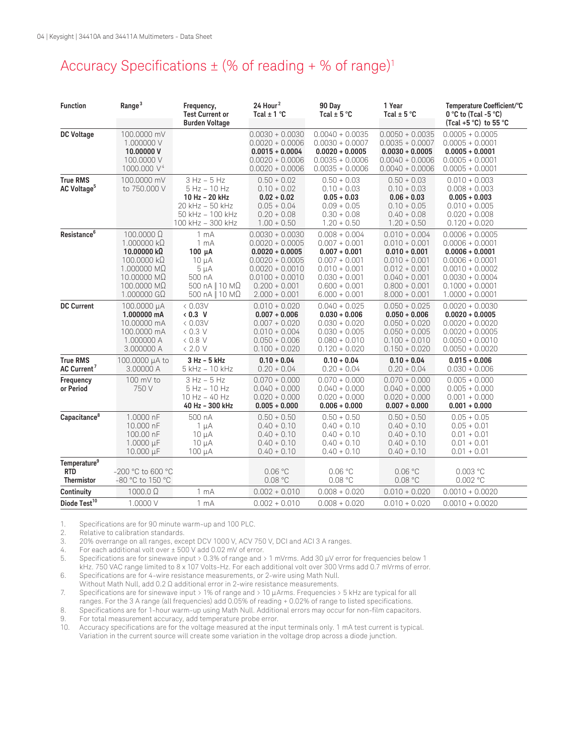# Accuracy Specifications ± (% of reading + % of range)[1]

| Function | Range[3] | Frequency, Test Current or Burden Voltage | 24 Hour[2] Tcal ± 1 °C | 90 Day Tcal ± 5 °C | 1 Year Tcal ± 5 °C | Temperature Coefficient/°C 0 °C to (Tcal -5 °C) (Tcal +5 °C) to 55 °C |
|---|---|---|---|---|---|---|
| **DC Voltage** | 100.0000 mV | | 0.0030 + 0.0030 | 0.0040 + 0.0035 | 0.0050 + 0.0035 | 0.0005 + 0.0005 |
| | 1.000000 V | | 0.0020 + 0.0006 | 0.0030 + 0.0007 | 0.0035 + 0.0007 | 0.0005 + 0.0001 |
| | **10.00000 V** | | **0.0015 + 0.0004** | **0.0020 + 0.0005** | **0.0030 + 0.0005** | **0.0005 + 0.0001** |
| | 100.0000 V | | 0.0020 + 0.0006 | 0.0035 + 0.0006 | 0.0040 + 0.0006 | 0.0005 + 0.0001 |
| | 1000.000 V[4] | | 0.0020 + 0.0006 | 0.0035 + 0.0006 | 0.0040 + 0.0006 | 0.0005 + 0.0001 |
| **True RMS AC Voltage[5]** | 100.0000 mV to 750.000 V | 3 Hz – 5 Hz | 0.50 + 0.02 | 0.50 + 0.03 | 0.50 + 0.03 | 0.010 + 0.003 |
| | | 5 Hz – 10 Hz | 0.10 + 0.02 | 0.10 + 0.03 | 0.10 + 0.03 | 0.008 + 0.003 |
| | | **10 Hz – 20 kHz** | **0.02 + 0.02** | **0.05 + 0.03** | **0.06 + 0.03** | **0.005 + 0.003** |
| | | 20 kHz – 50 kHz | 0.05 + 0.04 | 0.09 + 0.05 | 0.10 + 0.05 | 0.010 + 0.005 |
| | | 50 kHz – 100 kHz | 0.20 + 0.08 | 0.30 + 0.08 | 0.40 + 0.08 | 0.020 + 0.008 |
| | | 100 kHz – 300 kHz | 1.00 + 0.50 | 1.20 + 0.50 | 1.20 + 0.50 | 0.120 + 0.020 |
| **Resistance[6]** | 100.0000 Ω | 1 mA | 0.0030 + 0.0030 | 0.008 + 0.004 | 0.010 + 0.004 | 0.0006 + 0.0005 |
| | 1.000000 kΩ | 1 mA | 0.0020 + 0.0005 | 0.007 + 0.001 | 0.010 + 0.001 | 0.0006 + 0.0001 |
| | **10.00000 kΩ** | **100 µA** | **0.0020 + 0.0005** | **0.007 + 0.001** | **0.010 + 0.001** | **0.0006 + 0.0001** |
| | 100.0000 kΩ | 10 µA | 0.0020 + 0.0005 | 0.007 + 0.001 | 0.010 + 0.001 | 0.0006 + 0.0001 |
| | 1.000000 MΩ | 5 µA | 0.0020 + 0.0010 | 0.010 + 0.001 | 0.012 + 0.001 | 0.0010 + 0.0002 |
| | 10.00000 MΩ | 500 nA | 0.0100 + 0.0010 | 0.030 + 0.001 | 0.040 + 0.001 | 0.0030 + 0.0004 |
| | 100.0000 MΩ | 500 nA ‖ 10 MΩ | 0.200 + 0.001 | 0.600 + 0.001 | 0.800 + 0.001 | 0.1000 + 0.0001 |
| | 1.000000 GΩ | 500 nA ‖ 10 MΩ | 2.000 + 0.001 | 6.000 + 0.001 | 8.000 + 0.001 | 1.0000 + 0.0001 |
| **DC Current** | 100.0000 µA | < 0.03V | 0.010 + 0.020 | 0.040 + 0.025 | 0.050 + 0.025 | 0.0020 + 0.0030 |
| | **1.000000 mA** | **< 0.3 V** | **0.007 + 0.006** | **0.030 + 0.006** | **0.050 + 0.006** | **0.0020 + 0.0005** |
| | 10.00000 mA | < 0.03V | 0.007 + 0.020 | 0.030 + 0.020 | 0.050 + 0.020 | 0.0020 + 0.0020 |
| | 100.0000 mA | < 0.3 V | 0.010 + 0.004 | 0.030 + 0.005 | 0.050 + 0.005 | 0.0020 + 0.0005 |
| | 1.000000 A | < 0.8 V | 0.050 + 0.006 | 0.080 + 0.010 | 0.100 + 0.010 | 0.0050 + 0.0010 |
| | 3.000000 A | < 2.0 V | 0.100 + 0.020 | 0.120 + 0.020 | 0.150 + 0.020 | 0.0050 + 0.0020 |
| **True RMS AC Current[7]** | 100.0000 µA to 3.00000 A | **3 Hz – 5 kHz** | **0.10 + 0.04** | **0.10 + 0.04** | **0.10 + 0.04** | **0.015 + 0.006** |
| | | 5 kHz – 10 kHz | 0.20 + 0.04 | 0.20 + 0.04 | 0.20 + 0.04 | 0.030 + 0.006 |
| **Frequency or Period** | 100 mV to 750 V | 3 Hz – 5 Hz | 0.070 + 0.000 | 0.070 + 0.000 | 0.070 + 0.000 | 0.005 + 0.000 |
| | | 5 Hz – 10 Hz | 0.040 + 0.000 | 0.040 + 0.000 | 0.040 + 0.000 | 0.005 + 0.000 |
| | | 10 Hz – 40 Hz | 0.020 + 0.000 | 0.020 + 0.000 | 0.020 + 0.000 | 0.001 + 0.000 |
| | | **40 Hz – 300 kHz** | **0.005 + 0.000** | **0.006 + 0.000** | **0.007 + 0.000** | **0.001 + 0.000** |
| **Capacitance[8]** | 1.0000 nF | 500 nA | 0.50 + 0.50 | 0.50 + 0.50 | 0.50 + 0.50 | 0.05 + 0.05 |
| | 10.000 nF | 1 µA | 0.40 + 0.10 | 0.40 + 0.10 | 0.40 + 0.10 | 0.05 + 0.01 |
| | 100.00 nF | 10 µA | 0.40 + 0.10 | 0.40 + 0.10 | 0.40 + 0.10 | 0.01 + 0.01 |
| | 1.0000 µF | 10 µA | 0.40 + 0.10 | 0.40 + 0.10 | 0.40 + 0.10 | 0.01 + 0.01 |
| | 10.000 µF | 100 µA | 0.40 + 0.10 | 0.40 + 0.10 | 0.40 + 0.10 | 0.01 + 0.01 |
| **Temperature[9]** | | | | | | |
| **RTD** | -200 °C to 600 °C | | 0.06 °C | 0.06 °C | 0.06 °C | 0.003 °C |
| **Thermistor** | -80 °C to 150 °C | | 0.08 °C | 0.08 °C | 0.08 °C | 0.002 °C |
| **Continuity** | 1000.0 Ω | 1 mA | 0.002 + 0.010 | 0.008 + 0.020 | 0.010 + 0.020 | 0.0010 + 0.0020 |
| **Diode Test[10]** | 1.0000 V | 1 mA | 0.002 + 0.010 | 0.008 + 0.020 | 0.010 + 0.020 | 0.0010 + 0.0020 |

1. Specifications are for 90 minute warm-up and 100 PLC.
2. Relative to calibration standards.
3. 20% overrange on all ranges, except DCV 1000 V, ACV 750 V, DCI and ACI 3 A ranges.
4. For each additional volt over ± 500 V add 0.02 mV of error.
5. Specifications are for sinewave input > 0.3% of range and > 1 mVrms. Add 30 µV error for frequencies below 1 kHz. 750 VAC range limited to 8 x 107 Volts-Hz. For each additional volt over 300 Vrms add 0.7 mVrms of error.
6. Specifications are for 4-wire resistance measurements, or 2-wire using Math Null. Without Math Null, add 0.2 Ω additional error in 2-wire resistance measurements.
7. Specifications are for sinewave input > 1% of range and > 10 µArms. Frequencies > 5 kHz are typical for all ranges. For the 3 A range (all frequencies) add 0.05% of reading + 0.02% of range to listed specifications.
8. Specifications are for 1-hour warm-up using Math Null. Additional errors may occur for non-film capacitors.
9. For total measurement accuracy, add temperature probe error.
10. Accuracy specifications are for the voltage measured at the input terminals only. 1 mA test current is typical. Variation in the current source will create some variation in the voltage drop across a diode junction.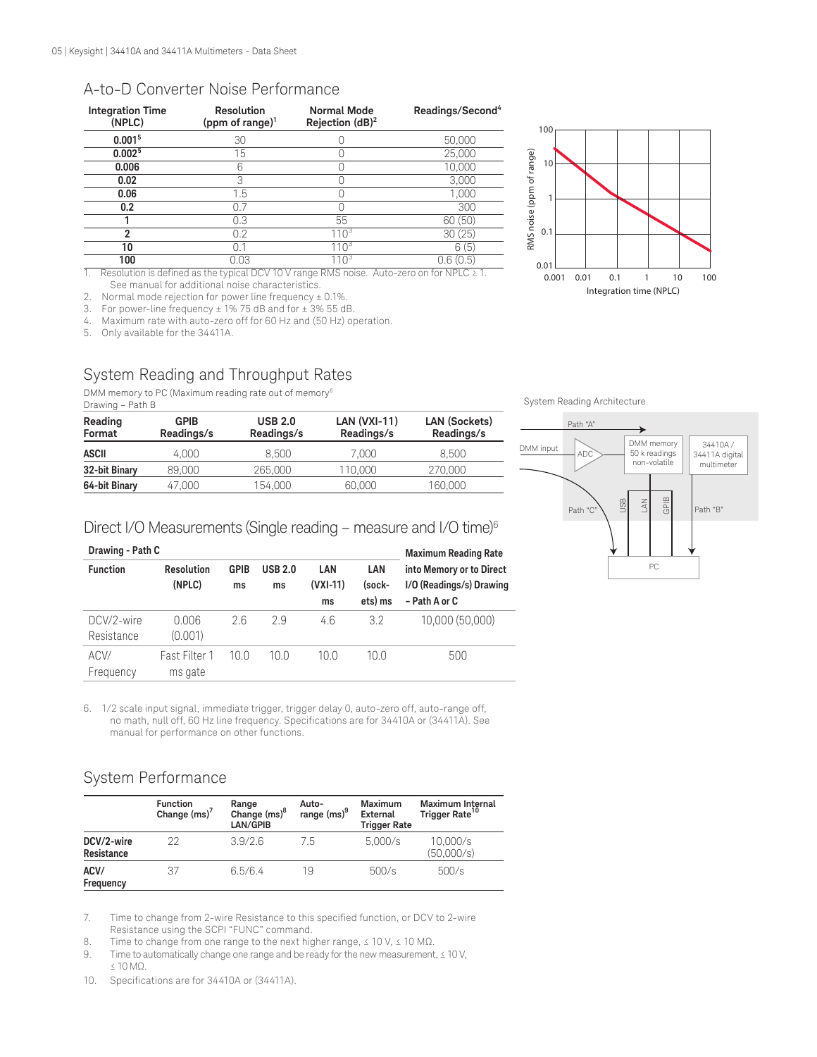## A-to-D Converter Noise Performance

| Integration Time (NPLC) | Resolution (ppm of range)[1] | Normal Mode Rejection (dB)[2] | Readings/Second[4] |
|---|---|---|---|
| **0.001**[5] | 30 | 0 | 50,000 |
| **0.002**[5] | 15 | 0 | 25,000 |
| **0.006** | 6 | 0 | 10,000 |
| **0.02** | 3 | 0 | 3,000 |
| **0.06** | 1.5 | 0 | 1,000 |
| **0.2** | 0.7 | 0 | 300 |
| **1** | 0.3 | 55 | 60 (50) |
| **2** | 0.2 | 110[3] | 30 (25) |
| **10** | 0.1 | 110[3] | 6 (5) |
| **100** | 0.03 | 110[3] | 0.6 (0.5) |

1. Resolution is defined as the typical DCV 10 V range RMS noise. Auto-zero on for NPLC ≥ 1. See manual for additional noise characteristics.
2. Normal mode rejection for power line frequency ± 0.1%.
3. For power-line frequency ± 1% 75 dB and for ± 3% 55 dB.
4. Maximum rate with auto-zero off for 60 Hz and (50 Hz) operation.
5. Only available for the 34411A.

## System Reading and Throughput Rates

DMM memory to PC (Maximum reading rate out of memory[6]
Drawing – Path B

| Reading Format | GPIB Readings/s | USB 2.0 Readings/s | LAN (VXI-11) Readings/s | LAN (Sockets) Readings/s |
|---|---|---|---|---|
| **ASCII** | 4,000 | 8,500 | 7,000 | 8,500 |
| **32-bit Binary** | 89,000 | 265,000 | 110,000 | 270,000 |
| **64-bit Binary** | 47,000 | 154,000 | 60,000 | 160,000 |

System Reading Architecture

## Direct I/O Measurements (Single reading – measure and I/O time)[6]

**Drawing - Path C**

| Function | Resolution (NPLC) | GPIB ms | USB 2.0 ms | LAN (VXI-11) ms | LAN (sockets) ms | Maximum Reading Rate into Memory or to Direct I/O (Readings/s) Drawing – Path A or C |
|---|---|---|---|---|---|---|
| DCV/2-wire Resistance | 0.006 (0.001) | 2.6 | 2.9 | 4.6 | 3.2 | 10,000 (50,000) |
| ACV/ Frequency | Fast Filter 1 ms gate | 10.0 | 10.0 | 10.0 | 10.0 | 500 |

6. 1/2 scale input signal, immediate trigger, trigger delay 0, auto-zero off, auto-range off, no math, null off, 60 Hz line frequency. Specifications are for 34410A or (34411A). See manual for performance on other functions.

## System Performance

| | Function Change (ms)[7] | Range Change (ms)[8] LAN/GPIB | Auto-range (ms)[9] | Maximum External Trigger Rate | Maximum Internal Trigger Rate[10] |
|---|---|---|---|---|---|
| **DCV/2-wire Resistance** | 22 | 3.9/2.6 | 7.5 | 5,000/s | 10,000/s (50,000/s) |
| **ACV/ Frequency** | 37 | 6.5/6.4 | 19 | 500/s | 500/s |

7. Time to change from 2-wire Resistance to this specified function, or DCV to 2-wire Resistance using the SCPI "FUNC" command.
8. Time to change from one range to the next higher range, ≤ 10 V, ≤ 10 MΩ.
9. Time to automatically change one range and be ready for the new measurement, ≤ 10 V, ≤ 10 MΩ.
10. Specifications are for 34410A or (34411A).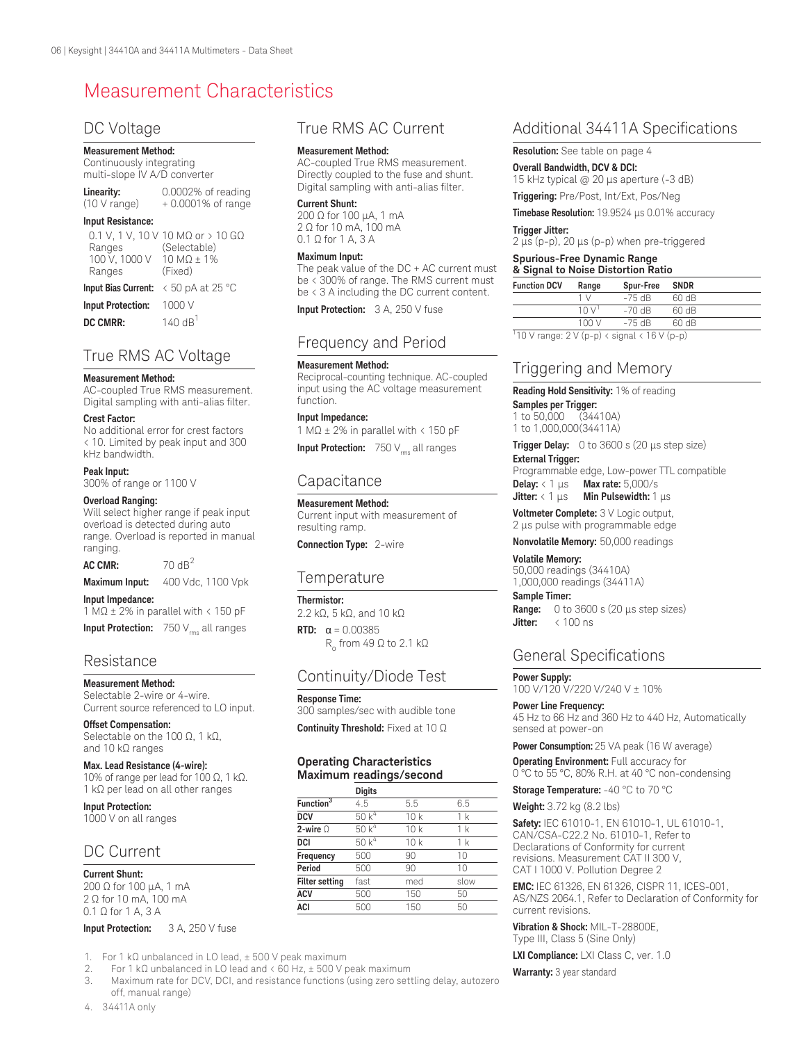# Measurement Characteristics

## DC Voltage

**Measurement Method:**
Continuously integrating multi-slope IV A/D converter

| | |
|---|---|
| **Linearity:** (10 V range) | 0.0002% of reading + 0.0001% of range |

**Input Resistance:**

| | |
|---|---|
| 0.1 V, 1 V, 10 V Ranges | 10 MΩ or > 10 GΩ (Selectable) |
| 100 V, 1000 V Ranges | 10 MΩ ± 1% (Fixed) |
| **Input Bias Current:** | < 50 pA at 25 °C |
| **Input Protection:** | 1000 V |
| **DC CMRR:** | 140 dB[1] |

## True RMS AC Voltage

**Measurement Method:**
AC-coupled True RMS measurement. Digital sampling with anti-alias filter.

**Crest Factor:**
No additional error for crest factors < 10. Limited by peak input and 300 kHz bandwidth.

**Peak Input:**
300% of range or 1100 V

**Overload Ranging:**
Will select higher range if peak input overload is detected during auto range. Overload is reported in manual ranging.

**AC CMR:** 70 dB[2]

**Maximum Input:** 400 Vdc, 1100 Vpk

**Input Impedance:**
1 MΩ ± 2% in parallel with < 150 pF

**Input Protection:** 750 $V_{rms}$ all ranges

## Resistance

**Measurement Method:**
Selectable 2-wire or 4-wire.
Current source referenced to LO input.

**Offset Compensation:**
Selectable on the 100 Ω, 1 kΩ, and 10 kΩ ranges

**Max. Lead Resistance (4-wire):**
10% of range per lead for 100 Ω, 1 kΩ. 1 kΩ per lead on all other ranges

**Input Protection:**
1000 V on all ranges

## DC Current

**Current Shunt:**
200 Ω for 100 µA, 1 mA
2 Ω for 10 mA, 100 mA
0.1 Ω for 1 A, 3 A

**Input Protection:** 3 A, 250 V fuse

## True RMS AC Current

**Measurement Method:**
AC-coupled True RMS measurement. Directly coupled to the fuse and shunt. Digital sampling with anti-alias filter.

**Current Shunt:**
200 Ω for 100 µA, 1 mA
2 Ω for 10 mA, 100 mA
0.1 Ω for 1 A, 3 A

**Maximum Input:**
The peak value of the DC + AC current must be < 300% of range. The RMS current must be < 3 A including the DC current content.

**Input Protection:** 3 A, 250 V fuse

## Frequency and Period

**Measurement Method:**
Reciprocal-counting technique. AC-coupled input using the AC voltage measurement function.

**Input Impedance:**
1 MΩ ± 2% in parallel with < 150 pF

**Input Protection:** 750 $V_{rms}$ all ranges

## Capacitance

**Measurement Method:**
Current input with measurement of resulting ramp.

**Connection Type:** 2-wire

## Temperature

**Thermistor:**
2.2 kΩ, 5 kΩ, and 10 kΩ

**RTD:** $\alpha = 0.00385$
$R_o$ from 49 Ω to 2.1 kΩ

## Continuity/Diode Test

**Response Time:**
300 samples/sec with audible tone

**Continuity Threshold:** Fixed at 10 Ω

### Operating Characteristics Maximum readings/second

| | Digits | | |
|---|---|---|---|
| **Function**[3] | 4.5 | 5.5 | 6.5 |
| **DCV** | 50 k[4] | 10 k | 1 k |
| **2-wire** Ω | 50 k[4] | 10 k | 1 k |
| **DCI** | 50 k[4] | 10 k | 1 k |
| **Frequency** | 500 | 90 | 10 |
| **Period** | 500 | 90 | 10 |
| **Filter setting** | fast | med | slow |
| **ACV** | 500 | 150 | 50 |
| **ACI** | 500 | 150 | 50 |

1. For 1 kΩ unbalanced in LO lead, ± 500 V peak maximum
2. For 1 kΩ unbalanced in LO lead and < 60 Hz, ± 500 V peak maximum
3. Maximum rate for DCV, DCI, and resistance functions (using zero settling delay, autozero off, manual range)
4. 34411A only

## Additional 34411A Specifications

**Resolution:** See table on page 4

**Overall Bandwidth, DCV & DCI:**
15 kHz typical @ 20 µs aperture (-3 dB)

**Triggering:** Pre/Post, Int/Ext, Pos/Neg

**Timebase Resolution:** 19.9524 µs 0.01% accuracy

**Trigger Jitter:**
2 µs (p-p), 20 µs (p-p) when pre-triggered

**Spurious-Free Dynamic Range & Signal to Noise Distortion Ratio**

| Function DCV | Range | Spur-Free | SNDR |
|---|---|---|---|
| | 1 V | -75 dB | 60 dB |
| | 10 V[1] | -70 dB | 60 dB |
| | 100 V | -75 dB | 60 dB |

[1] 10 V range: 2 V (p-p) < signal < 16 V (p-p)

## Triggering and Memory

**Reading Hold Sensitivity:** 1% of reading

**Samples per Trigger:**
1 to 50,000 (34410A)
1 to 1,000,000(34411A)

**Trigger Delay:** 0 to 3600 s (20 µs step size)

**External Trigger:**
Programmable edge, Low-power TTL compatible
**Delay:** < 1 µs **Max rate:** 5,000/s
**Jitter:** < 1 µs **Min Pulsewidth:** 1 µs

**Voltmeter Complete:** 3 V Logic output, 2 µs pulse with programmable edge

**Nonvolatile Memory:** 50,000 readings

**Volatile Memory:**
50,000 readings (34410A)
1,000,000 readings (34411A)

**Sample Timer:**
**Range:** 0 to 3600 s (20 µs step sizes)
**Jitter:** < 100 ns

## General Specifications

**Power Supply:**
100 V/120 V/220 V/240 V ± 10%

**Power Line Frequency:**
45 Hz to 66 Hz and 360 Hz to 440 Hz, Automatically sensed at power-on

**Power Consumption:** 25 VA peak (16 W average)

**Operating Environment:** Full accuracy for 0 °C to 55 °C, 80% R.H. at 40 °C non-condensing

**Storage Temperature:** -40 °C to 70 °C

**Weight:** 3.72 kg (8.2 lbs)

**Safety:** IEC 61010-1, EN 61010-1, UL 61010-1, CAN/CSA-C22.2 No. 61010-1, Refer to Declarations of Conformity for current revisions. Measurement CAT II 300 V, CAT I 1000 V. Pollution Degree 2

**EMC:** IEC 61326, EN 61326, CISPR 11, ICES-001, AS/NZS 2064.1, Refer to Declaration of Conformity for current revisions.

**Vibration & Shock:** MIL-T-28800E, Type III, Class 5 (Sine Only)

**LXI Compliance:** LXI Class C, ver. 1.0

**Warranty:** 3 year standard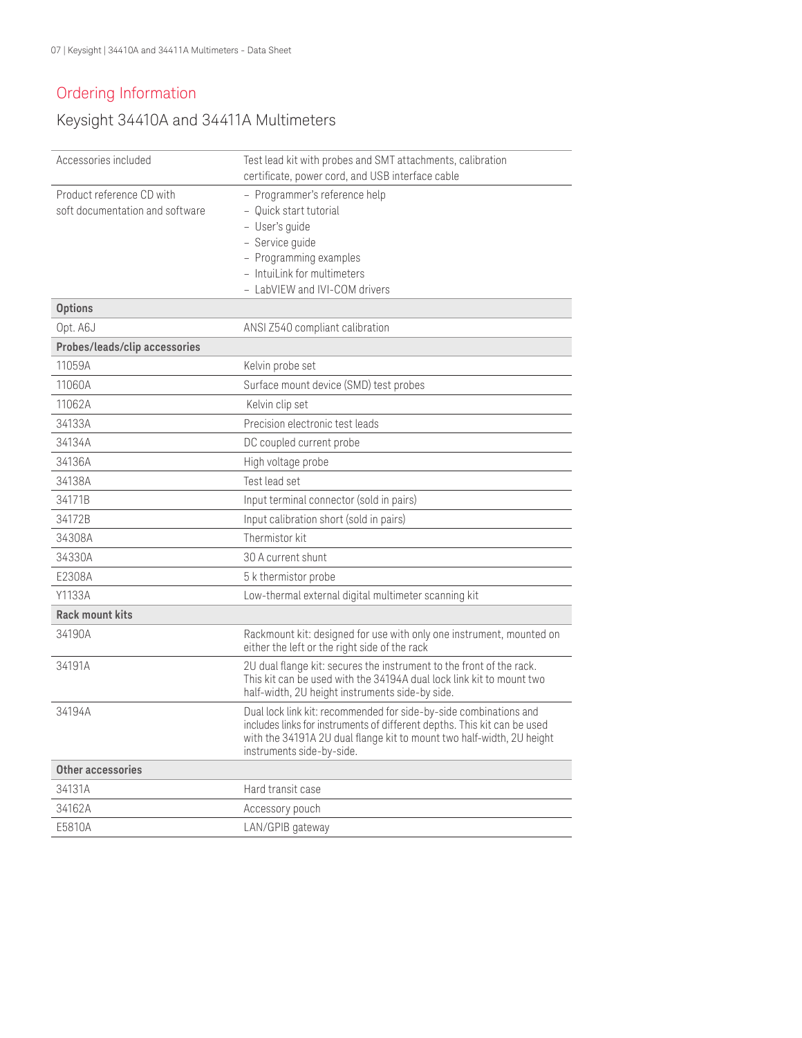## Ordering Information

### Keysight 34410A and 34411A Multimeters

| | |
|---|---|
| Accessories included | Test lead kit with probes and SMT attachments, calibration certificate, power cord, and USB interface cable |
| Product reference CD with soft documentation and software | – Programmer's reference help<br>– Quick start tutorial<br>– User's guide<br>– Service guide<br>– Programming examples<br>– IntuiLink for multimeters<br>– LabVIEW and IVI-COM drivers |
| **Options** | |
| Opt. A6J | ANSI Z540 compliant calibration |
| **Probes/leads/clip accessories** | |
| 11059A | Kelvin probe set |
| 11060A | Surface mount device (SMD) test probes |
| 11062A | Kelvin clip set |
| 34133A | Precision electronic test leads |
| 34134A | DC coupled current probe |
| 34136A | High voltage probe |
| 34138A | Test lead set |
| 34171B | Input terminal connector (sold in pairs) |
| 34172B | Input calibration short (sold in pairs) |
| 34308A | Thermistor kit |
| 34330A | 30 A current shunt |
| E2308A | 5 k thermistor probe |
| Y1133A | Low-thermal external digital multimeter scanning kit |
| **Rack mount kits** | |
| 34190A | Rackmount kit: designed for use with only one instrument, mounted on either the left or the right side of the rack |
| 34191A | 2U dual flange kit: secures the instrument to the front of the rack. This kit can be used with the 34194A dual lock link kit to mount two half-width, 2U height instruments side-by side. |
| 34194A | Dual lock link kit: recommended for side-by-side combinations and includes links for instruments of different depths. This kit can be used with the 34191A 2U dual flange kit to mount two half-width, 2U height instruments side-by-side. |
| **Other accessories** | |
| 34131A | Hard transit case |
| 34162A | Accessory pouch |
| E5810A | LAN/GPIB gateway |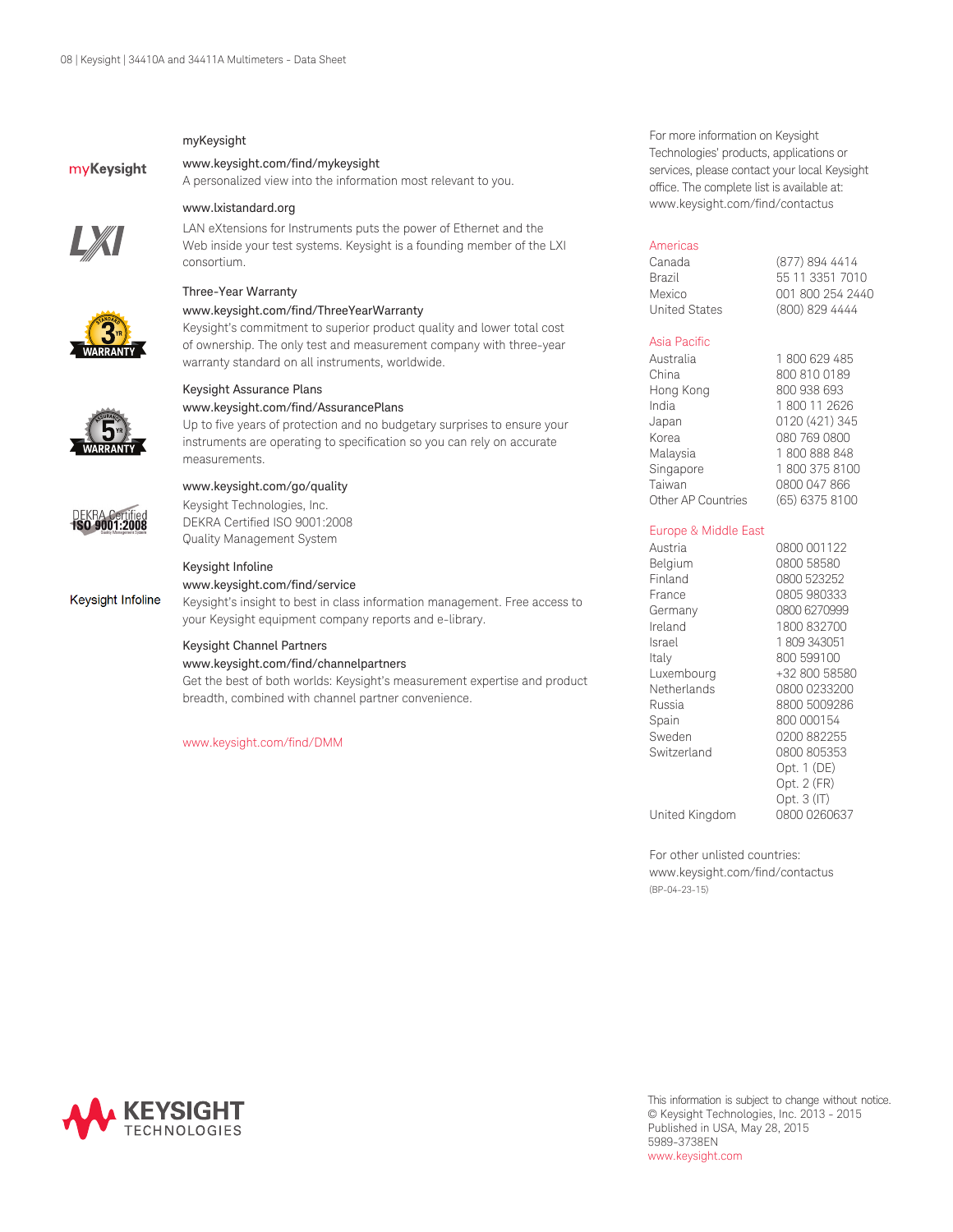myKeysight

### myKeysight

www.keysight.com/find/mykeysight
A personalized view into the information most relevant to you.

### www.lxistandard.org

LAN eXtensions for Instruments puts the power of Ethernet and the Web inside your test systems. Keysight is a founding member of the LXI consortium.

### Three-Year Warranty

www.keysight.com/find/ThreeYearWarranty
Keysight's commitment to superior product quality and lower total cost of ownership. The only test and measurement company with three-year warranty standard on all instruments, worldwide.

### Keysight Assurance Plans

www.keysight.com/find/AssurancePlans
Up to five years of protection and no budgetary surprises to ensure your instruments are operating to specification so you can rely on accurate measurements.

### www.keysight.com/go/quality

Keysight Technologies, Inc.
DEKRA Certified ISO 9001:2008
Quality Management System

### Keysight Infoline

www.keysight.com/find/service
Keysight's insight to best in class information management. Free access to your Keysight equipment company reports and e-library.

### Keysight Channel Partners

www.keysight.com/find/channelpartners
Get the best of both worlds: Keysight's measurement expertise and product breadth, combined with channel partner convenience.

www.keysight.com/find/DMM

For more information on Keysight Technologies' products, applications or services, please contact your local Keysight office. The complete list is available at:
www.keysight.com/find/contactus

**Americas**

| | |
|---|---|
| Canada | (877) 894 4414 |
| Brazil | 55 11 3351 7010 |
| Mexico | 001 800 254 2440 |
| United States | (800) 829 4444 |

**Asia Pacific**

| | |
|---|---|
| Australia | 1 800 629 485 |
| China | 800 810 0189 |
| Hong Kong | 800 938 693 |
| India | 1 800 11 2626 |
| Japan | 0120 (421) 345 |
| Korea | 080 769 0800 |
| Malaysia | 1 800 888 848 |
| Singapore | 1 800 375 8100 |
| Taiwan | 0800 047 866 |
| Other AP Countries | (65) 6375 8100 |

**Europe & Middle East**

| | |
|---|---|
| Austria | 0800 001122 |
| Belgium | 0800 58580 |
| Finland | 0800 523252 |
| France | 0805 980333 |
| Germany | 0800 6270999 |
| Ireland | 1800 832700 |
| Israel | 1 809 343051 |
| Italy | 800 599100 |
| Luxembourg | +32 800 58580 |
| Netherlands | 0800 0233200 |
| Russia | 8800 5009286 |
| Spain | 800 000154 |
| Sweden | 0200 882255 |
| Switzerland | 0800 805353 |
| | Opt. 1 (DE) |
| | Opt. 2 (FR) |
| | Opt. 3 (IT) |
| United Kingdom | 0800 0260637 |

For other unlisted countries:
www.keysight.com/find/contactus
(BP-04-23-15)

KEYSIGHT TECHNOLOGIES

This information is subject to change without notice.
© Keysight Technologies, Inc. 2013 - 2015
Published in USA, May 28, 2015
5989-3738EN
www.keysight.com